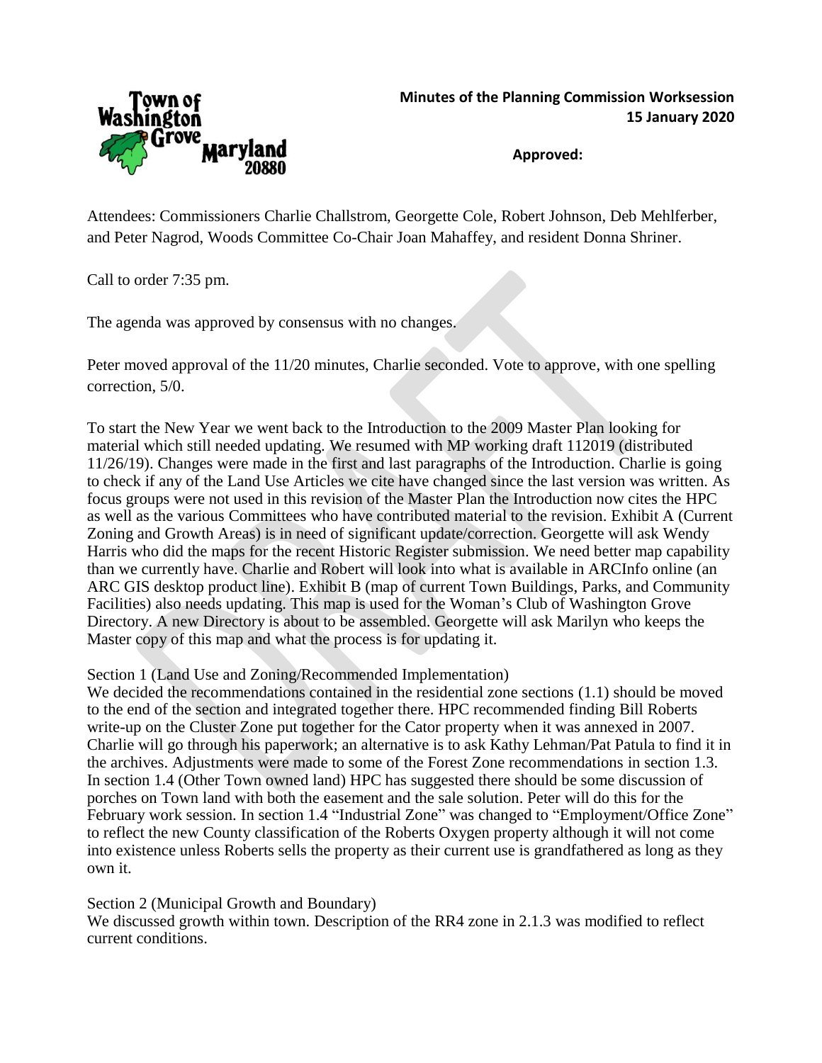**Minutes of the Planning Commission Worksession**
**15 January 2020**

**Approved:**

Attendees: Commissioners Charlie Challstrom, Georgette Cole, Robert Johnson, Deb Mehlferber, and Peter Nagrod, Woods Committee Co-Chair Joan Mahaffey, and resident Donna Shriner.

Call to order 7:35 pm.

The agenda was approved by consensus with no changes.

Peter moved approval of the 11/20 minutes, Charlie seconded. Vote to approve, with one spelling correction, 5/0.

To start the New Year we went back to the Introduction to the 2009 Master Plan looking for material which still needed updating. We resumed with MP working draft 112019 (distributed 11/26/19). Changes were made in the first and last paragraphs of the Introduction. Charlie is going to check if any of the Land Use Articles we cite have changed since the last version was written. As focus groups were not used in this revision of the Master Plan the Introduction now cites the HPC as well as the various Committees who have contributed material to the revision. Exhibit A (Current Zoning and Growth Areas) is in need of significant update/correction. Georgette will ask Wendy Harris who did the maps for the recent Historic Register submission. We need better map capability than we currently have. Charlie and Robert will look into what is available in ARCInfo online (an ARC GIS desktop product line). Exhibit B (map of current Town Buildings, Parks, and Community Facilities) also needs updating. This map is used for the Woman's Club of Washington Grove Directory. A new Directory is about to be assembled. Georgette will ask Marilyn who keeps the Master copy of this map and what the process is for updating it.

Section 1 (Land Use and Zoning/Recommended Implementation)

We decided the recommendations contained in the residential zone sections (1.1) should be moved to the end of the section and integrated together there. HPC recommended finding Bill Roberts write-up on the Cluster Zone put together for the Cator property when it was annexed in 2007. Charlie will go through his paperwork; an alternative is to ask Kathy Lehman/Pat Patula to find it in the archives. Adjustments were made to some of the Forest Zone recommendations in section 1.3. In section 1.4 (Other Town owned land) HPC has suggested there should be some discussion of porches on Town land with both the easement and the sale solution. Peter will do this for the February work session. In section 1.4 "Industrial Zone" was changed to "Employment/Office Zone" to reflect the new County classification of the Roberts Oxygen property although it will not come into existence unless Roberts sells the property as their current use is grandfathered as long as they own it.

Section 2 (Municipal Growth and Boundary)

We discussed growth within town. Description of the RR4 zone in 2.1.3 was modified to reflect current conditions.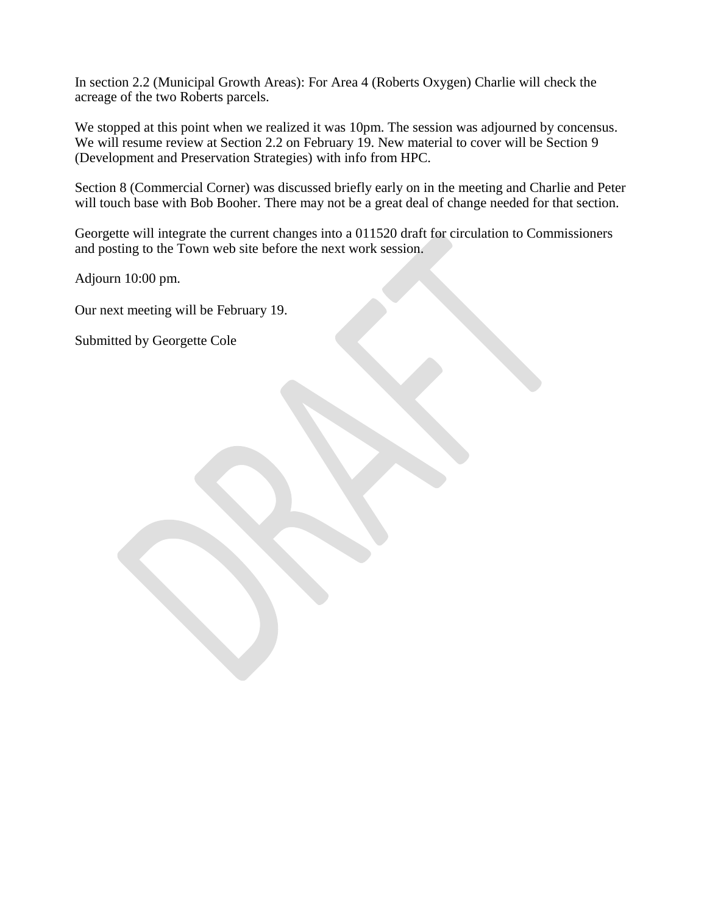In section 2.2 (Municipal Growth Areas): For Area 4 (Roberts Oxygen) Charlie will check the acreage of the two Roberts parcels.

We stopped at this point when we realized it was 10pm. The session was adjourned by concensus. We will resume review at Section 2.2 on February 19. New material to cover will be Section 9 (Development and Preservation Strategies) with info from HPC.

Section 8 (Commercial Corner) was discussed briefly early on in the meeting and Charlie and Peter will touch base with Bob Booher. There may not be a great deal of change needed for that section.

Georgette will integrate the current changes into a 011520 draft for circulation to Commissioners and posting to the Town web site before the next work session.

Adjourn 10:00 pm.

Our next meeting will be February 19.

Submitted by Georgette Cole